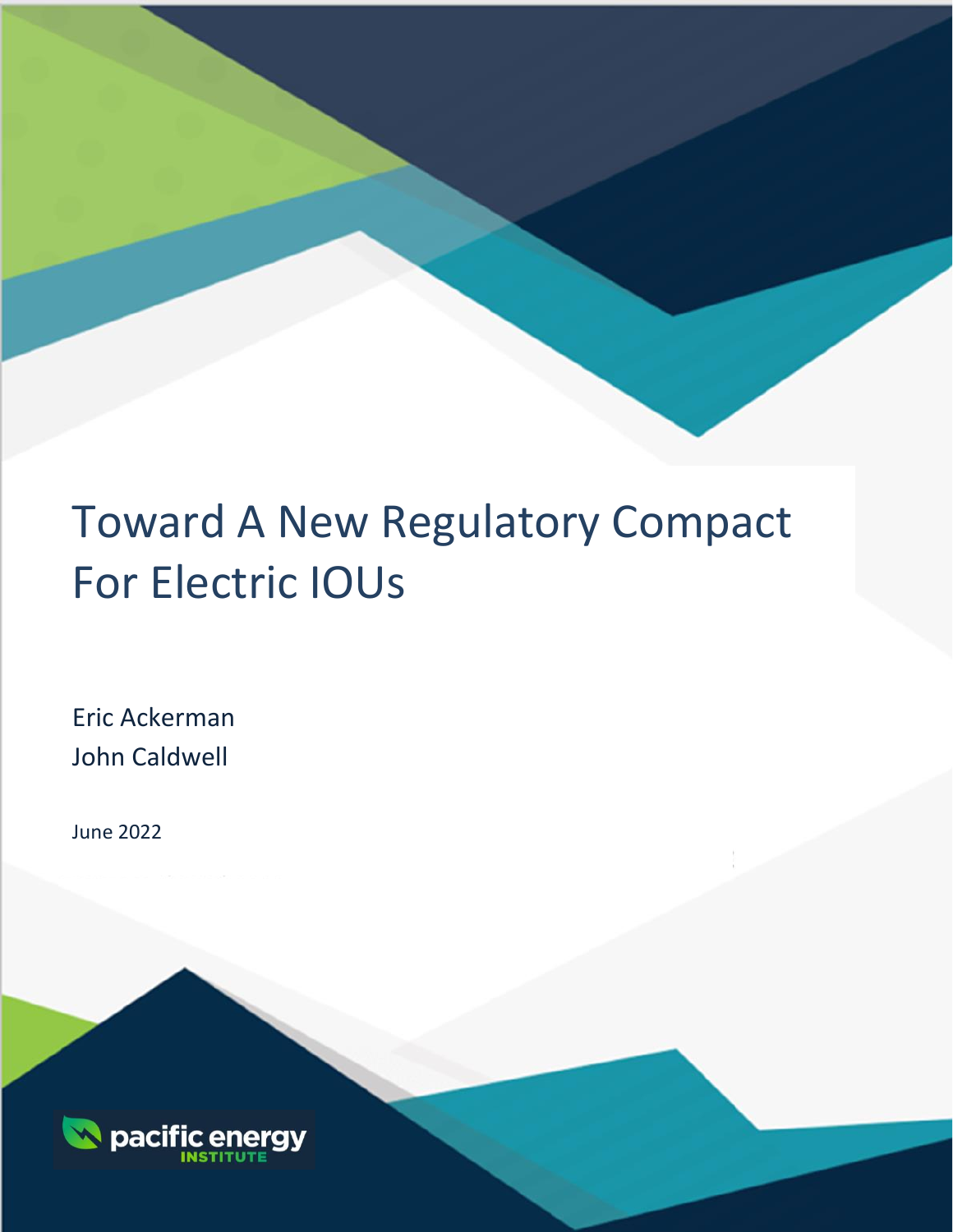# Toward A New Regulatory Compact For Electric IOUs

Eric Ackerman
John Caldwell

June 2022

pacific energy INSTITUTE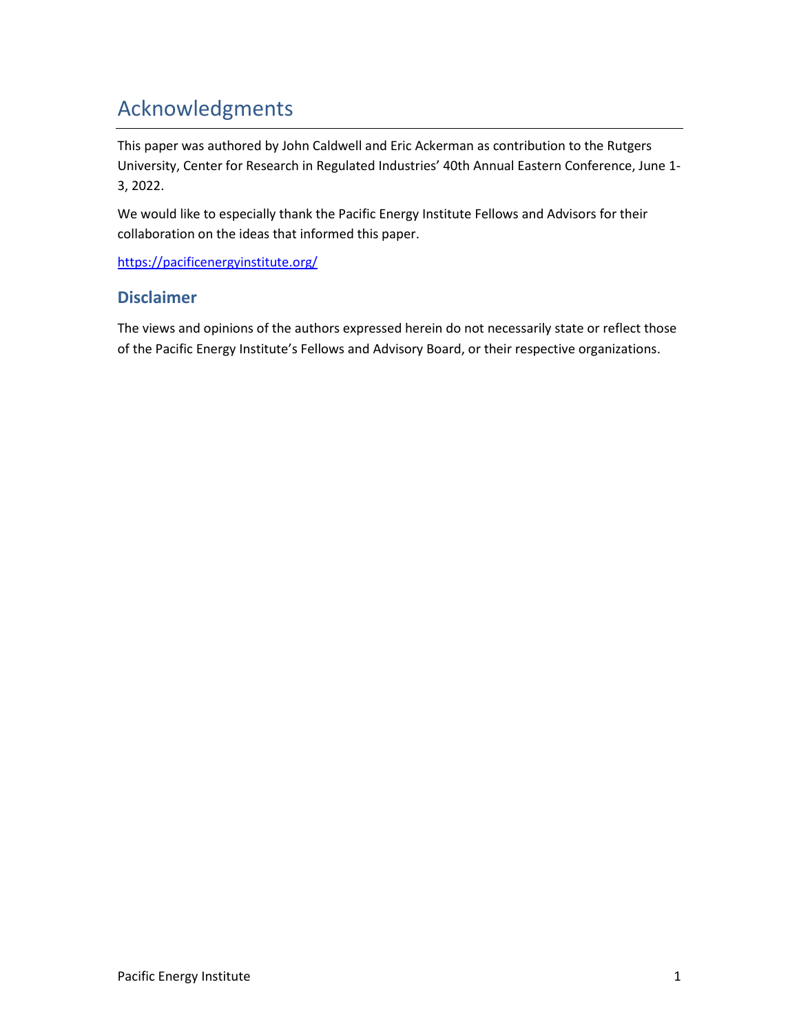# Acknowledgments

This paper was authored by John Caldwell and Eric Ackerman as contribution to the Rutgers University, Center for Research in Regulated Industries' 40th Annual Eastern Conference, June 1-3, 2022.

We would like to especially thank the Pacific Energy Institute Fellows and Advisors for their collaboration on the ideas that informed this paper.

https://pacificenergyinstitute.org/

## Disclaimer

The views and opinions of the authors expressed herein do not necessarily state or reflect those of the Pacific Energy Institute's Fellows and Advisory Board, or their respective organizations.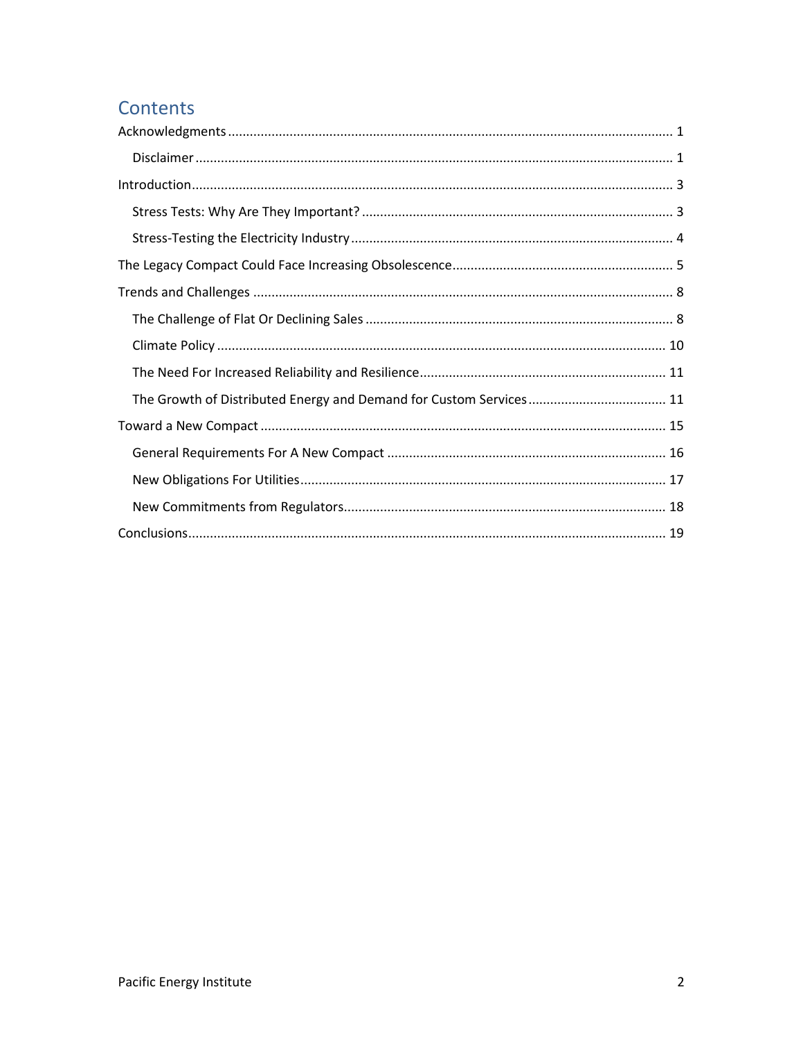# Contents

- Acknowledgments ..... 1
  - Disclaimer ..... 1
- Introduction ..... 3
  - Stress Tests: Why Are They Important? ..... 3
  - Stress-Testing the Electricity Industry ..... 4
- The Legacy Compact Could Face Increasing Obsolescence ..... 5
- Trends and Challenges ..... 8
  - The Challenge of Flat Or Declining Sales ..... 8
  - Climate Policy ..... 10
  - The Need For Increased Reliability and Resilience ..... 11
  - The Growth of Distributed Energy and Demand for Custom Services ..... 11
- Toward a New Compact ..... 15
  - General Requirements For A New Compact ..... 16
  - New Obligations For Utilities ..... 17
  - New Commitments from Regulators ..... 18
- Conclusions ..... 19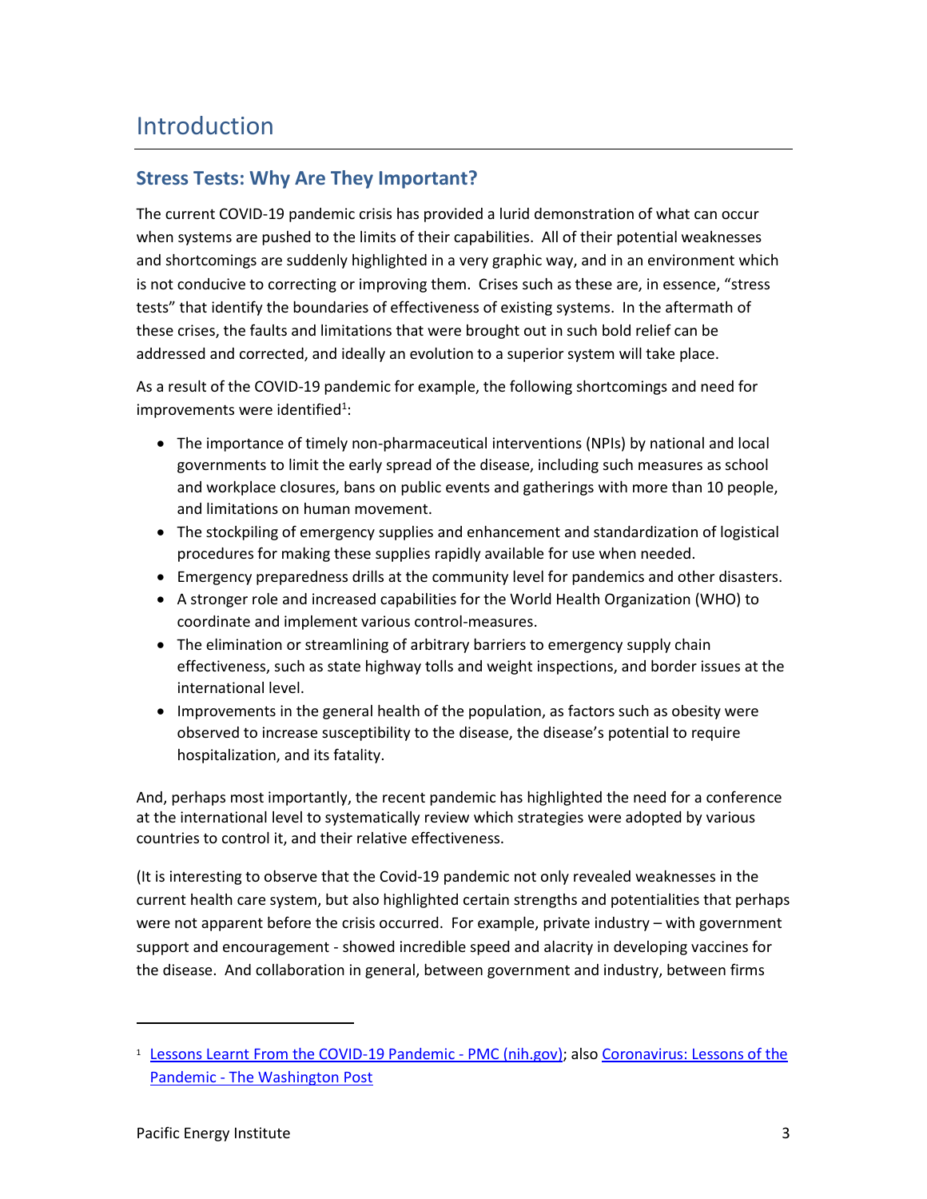# Introduction

## Stress Tests: Why Are They Important?

The current COVID-19 pandemic crisis has provided a lurid demonstration of what can occur when systems are pushed to the limits of their capabilities. All of their potential weaknesses and shortcomings are suddenly highlighted in a very graphic way, and in an environment which is not conducive to correcting or improving them. Crises such as these are, in essence, “stress tests” that identify the boundaries of effectiveness of existing systems. In the aftermath of these crises, the faults and limitations that were brought out in such bold relief can be addressed and corrected, and ideally an evolution to a superior system will take place.

As a result of the COVID-19 pandemic for example, the following shortcomings and need for improvements were identified[1]:

- The importance of timely non-pharmaceutical interventions (NPIs) by national and local governments to limit the early spread of the disease, including such measures as school and workplace closures, bans on public events and gatherings with more than 10 people, and limitations on human movement.
- The stockpiling of emergency supplies and enhancement and standardization of logistical procedures for making these supplies rapidly available for use when needed.
- Emergency preparedness drills at the community level for pandemics and other disasters.
- A stronger role and increased capabilities for the World Health Organization (WHO) to coordinate and implement various control-measures.
- The elimination or streamlining of arbitrary barriers to emergency supply chain effectiveness, such as state highway tolls and weight inspections, and border issues at the international level.
- Improvements in the general health of the population, as factors such as obesity were observed to increase susceptibility to the disease, the disease’s potential to require hospitalization, and its fatality.

And, perhaps most importantly, the recent pandemic has highlighted the need for a conference at the international level to systematically review which strategies were adopted by various countries to control it, and their relative effectiveness.

(It is interesting to observe that the Covid-19 pandemic not only revealed weaknesses in the current health care system, but also highlighted certain strengths and potentialities that perhaps were not apparent before the crisis occurred. For example, private industry – with government support and encouragement - showed incredible speed and alacrity in developing vaccines for the disease. And collaboration in general, between government and industry, between firms

---

[1] Lessons Learnt From the COVID-19 Pandemic - PMC (nih.gov); also Coronavirus: Lessons of the Pandemic - The Washington Post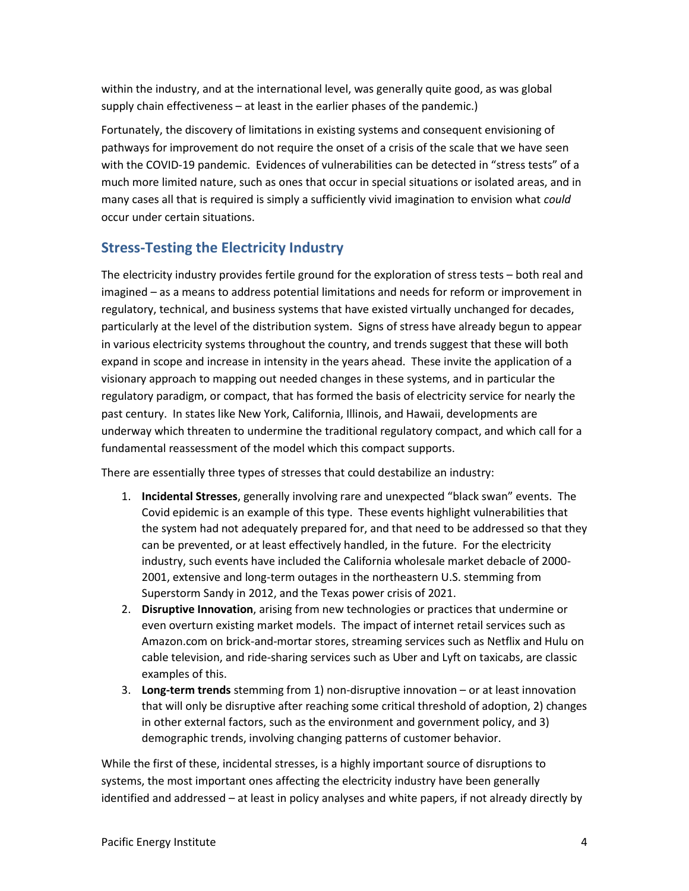within the industry, and at the international level, was generally quite good, as was global supply chain effectiveness – at least in the earlier phases of the pandemic.)

Fortunately, the discovery of limitations in existing systems and consequent envisioning of pathways for improvement do not require the onset of a crisis of the scale that we have seen with the COVID-19 pandemic. Evidences of vulnerabilities can be detected in "stress tests" of a much more limited nature, such as ones that occur in special situations or isolated areas, and in many cases all that is required is simply a sufficiently vivid imagination to envision what *could* occur under certain situations.

## Stress-Testing the Electricity Industry

The electricity industry provides fertile ground for the exploration of stress tests – both real and imagined – as a means to address potential limitations and needs for reform or improvement in regulatory, technical, and business systems that have existed virtually unchanged for decades, particularly at the level of the distribution system. Signs of stress have already begun to appear in various electricity systems throughout the country, and trends suggest that these will both expand in scope and increase in intensity in the years ahead. These invite the application of a visionary approach to mapping out needed changes in these systems, and in particular the regulatory paradigm, or compact, that has formed the basis of electricity service for nearly the past century. In states like New York, California, Illinois, and Hawaii, developments are underway which threaten to undermine the traditional regulatory compact, and which call for a fundamental reassessment of the model which this compact supports.

There are essentially three types of stresses that could destabilize an industry:

1. **Incidental Stresses**, generally involving rare and unexpected "black swan" events. The Covid epidemic is an example of this type. These events highlight vulnerabilities that the system had not adequately prepared for, and that need to be addressed so that they can be prevented, or at least effectively handled, in the future. For the electricity industry, such events have included the California wholesale market debacle of 2000-2001, extensive and long-term outages in the northeastern U.S. stemming from Superstorm Sandy in 2012, and the Texas power crisis of 2021.
2. **Disruptive Innovation**, arising from new technologies or practices that undermine or even overturn existing market models. The impact of internet retail services such as Amazon.com on brick-and-mortar stores, streaming services such as Netflix and Hulu on cable television, and ride-sharing services such as Uber and Lyft on taxicabs, are classic examples of this.
3. **Long-term trends** stemming from 1) non-disruptive innovation – or at least innovation that will only be disruptive after reaching some critical threshold of adoption, 2) changes in other external factors, such as the environment and government policy, and 3) demographic trends, involving changing patterns of customer behavior.

While the first of these, incidental stresses, is a highly important source of disruptions to systems, the most important ones affecting the electricity industry have been generally identified and addressed – at least in policy analyses and white papers, if not already directly by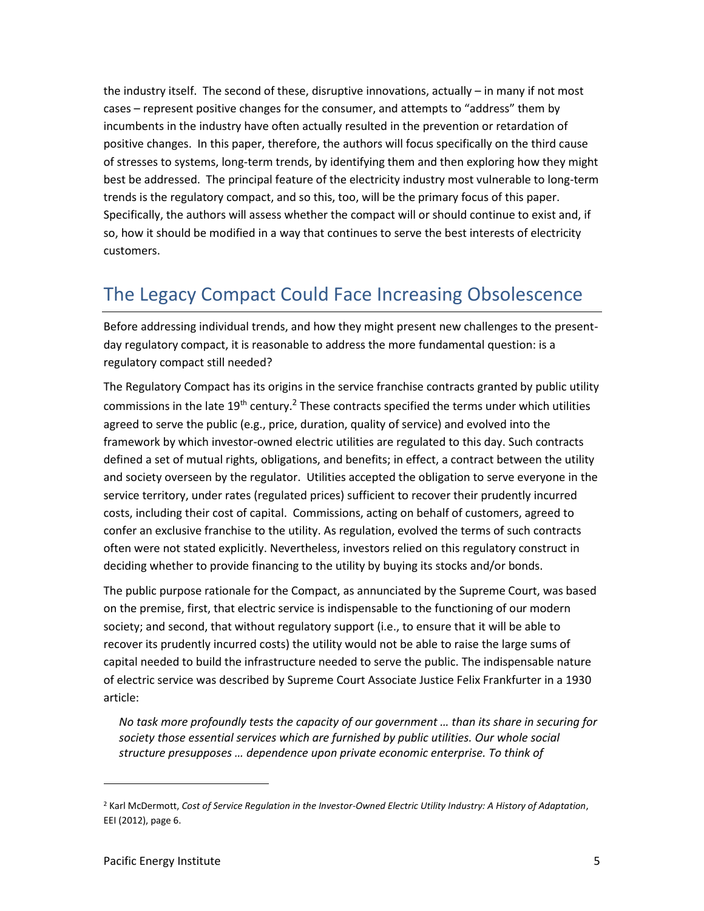the industry itself. The second of these, disruptive innovations, actually – in many if not most cases – represent positive changes for the consumer, and attempts to "address" them by incumbents in the industry have often actually resulted in the prevention or retardation of positive changes. In this paper, therefore, the authors will focus specifically on the third cause of stresses to systems, long-term trends, by identifying them and then exploring how they might best be addressed. The principal feature of the electricity industry most vulnerable to long-term trends is the regulatory compact, and so this, too, will be the primary focus of this paper. Specifically, the authors will assess whether the compact will or should continue to exist and, if so, how it should be modified in a way that continues to serve the best interests of electricity customers.

## The Legacy Compact Could Face Increasing Obsolescence

Before addressing individual trends, and how they might present new challenges to the present-day regulatory compact, it is reasonable to address the more fundamental question: is a regulatory compact still needed?

The Regulatory Compact has its origins in the service franchise contracts granted by public utility commissions in the late 19th century.[2] These contracts specified the terms under which utilities agreed to serve the public (e.g., price, duration, quality of service) and evolved into the framework by which investor-owned electric utilities are regulated to this day. Such contracts defined a set of mutual rights, obligations, and benefits; in effect, a contract between the utility and society overseen by the regulator. Utilities accepted the obligation to serve everyone in the service territory, under rates (regulated prices) sufficient to recover their prudently incurred costs, including their cost of capital. Commissions, acting on behalf of customers, agreed to confer an exclusive franchise to the utility. As regulation, evolved the terms of such contracts often were not stated explicitly. Nevertheless, investors relied on this regulatory construct in deciding whether to provide financing to the utility by buying its stocks and/or bonds.

The public purpose rationale for the Compact, as annunciated by the Supreme Court, was based on the premise, first, that electric service is indispensable to the functioning of our modern society; and second, that without regulatory support (i.e., to ensure that it will be able to recover its prudently incurred costs) the utility would not be able to raise the large sums of capital needed to build the infrastructure needed to serve the public. The indispensable nature of electric service was described by Supreme Court Associate Justice Felix Frankfurter in a 1930 article:

> *No task more profoundly tests the capacity of our government … than its share in securing for society those essential services which are furnished by public utilities. Our whole social structure presupposes … dependence upon private economic enterprise. To think of*

---

[2] Karl McDermott, *Cost of Service Regulation in the Investor-Owned Electric Utility Industry: A History of Adaptation*, EEI (2012), page 6.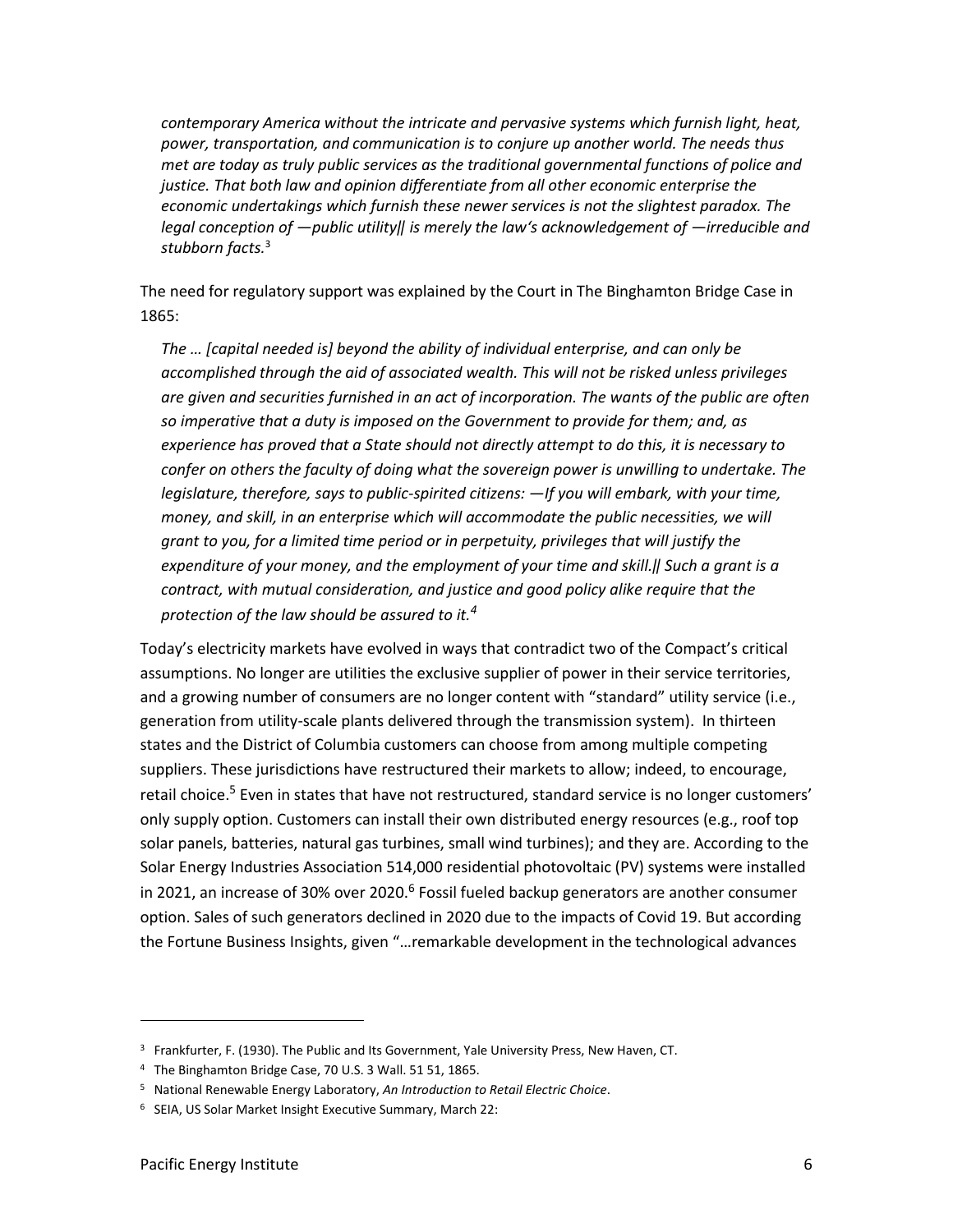*contemporary America without the intricate and pervasive systems which furnish light, heat, power, transportation, and communication is to conjure up another world. The needs thus met are today as truly public services as the traditional governmental functions of police and justice. That both law and opinion differentiate from all other economic enterprise the economic undertakings which furnish these newer services is not the slightest paradox. The legal conception of —public utility‖ is merely the law's acknowledgement of —irreducible and stubborn facts.*[3]

The need for regulatory support was explained by the Court in The Binghamton Bridge Case in 1865:

*The … [capital needed is] beyond the ability of individual enterprise, and can only be accomplished through the aid of associated wealth. This will not be risked unless privileges are given and securities furnished in an act of incorporation. The wants of the public are often so imperative that a duty is imposed on the Government to provide for them; and, as experience has proved that a State should not directly attempt to do this, it is necessary to confer on others the faculty of doing what the sovereign power is unwilling to undertake. The legislature, therefore, says to public-spirited citizens: —If you will embark, with your time, money, and skill, in an enterprise which will accommodate the public necessities, we will grant to you, for a limited time period or in perpetuity, privileges that will justify the expenditure of your money, and the employment of your time and skill.‖ Such a grant is a contract, with mutual consideration, and justice and good policy alike require that the protection of the law should be assured to it.*[4]

Today's electricity markets have evolved in ways that contradict two of the Compact's critical assumptions. No longer are utilities the exclusive supplier of power in their service territories, and a growing number of consumers are no longer content with "standard" utility service (i.e., generation from utility-scale plants delivered through the transmission system). In thirteen states and the District of Columbia customers can choose from among multiple competing suppliers. These jurisdictions have restructured their markets to allow; indeed, to encourage, retail choice.[5] Even in states that have not restructured, standard service is no longer customers' only supply option. Customers can install their own distributed energy resources (e.g., roof top solar panels, batteries, natural gas turbines, small wind turbines); and they are. According to the Solar Energy Industries Association 514,000 residential photovoltaic (PV) systems were installed in 2021, an increase of 30% over 2020.[6] Fossil fueled backup generators are another consumer option. Sales of such generators declined in 2020 due to the impacts of Covid 19. But according the Fortune Business Insights, given "…remarkable development in the technological advances

---

[3] Frankfurter, F. (1930). The Public and Its Government, Yale University Press, New Haven, CT.

[4] The Binghamton Bridge Case, 70 U.S. 3 Wall. 51 51, 1865.

[5] National Renewable Energy Laboratory, *An Introduction to Retail Electric Choice*.

[6] SEIA, US Solar Market Insight Executive Summary, March 22: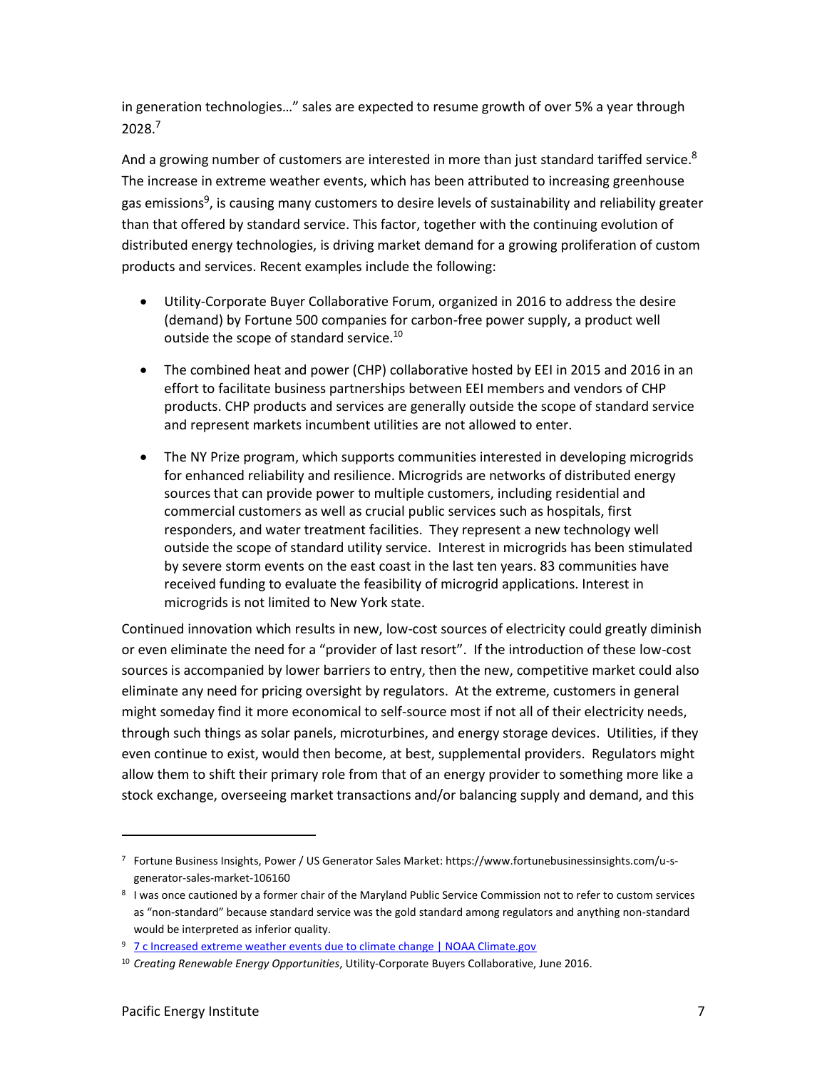in generation technologies…" sales are expected to resume growth of over 5% a year through 2028.[7]

And a growing number of customers are interested in more than just standard tariffed service.[8] The increase in extreme weather events, which has been attributed to increasing greenhouse gas emissions[9], is causing many customers to desire levels of sustainability and reliability greater than that offered by standard service. This factor, together with the continuing evolution of distributed energy technologies, is driving market demand for a growing proliferation of custom products and services. Recent examples include the following:

- Utility-Corporate Buyer Collaborative Forum, organized in 2016 to address the desire (demand) by Fortune 500 companies for carbon-free power supply, a product well outside the scope of standard service.[10]
- The combined heat and power (CHP) collaborative hosted by EEI in 2015 and 2016 in an effort to facilitate business partnerships between EEI members and vendors of CHP products. CHP products and services are generally outside the scope of standard service and represent markets incumbent utilities are not allowed to enter.
- The NY Prize program, which supports communities interested in developing microgrids for enhanced reliability and resilience. Microgrids are networks of distributed energy sources that can provide power to multiple customers, including residential and commercial customers as well as crucial public services such as hospitals, first responders, and water treatment facilities. They represent a new technology well outside the scope of standard utility service. Interest in microgrids has been stimulated by severe storm events on the east coast in the last ten years. 83 communities have received funding to evaluate the feasibility of microgrid applications. Interest in microgrids is not limited to New York state.

Continued innovation which results in new, low-cost sources of electricity could greatly diminish or even eliminate the need for a "provider of last resort". If the introduction of these low-cost sources is accompanied by lower barriers to entry, then the new, competitive market could also eliminate any need for pricing oversight by regulators. At the extreme, customers in general might someday find it more economical to self-source most if not all of their electricity needs, through such things as solar panels, microturbines, and energy storage devices. Utilities, if they even continue to exist, would then become, at best, supplemental providers. Regulators might allow them to shift their primary role from that of an energy provider to something more like a stock exchange, overseeing market transactions and/or balancing supply and demand, and this

---

[7] Fortune Business Insights, Power / US Generator Sales Market: https://www.fortunebusinessinsights.com/u-s-generator-sales-market-106160

[8] I was once cautioned by a former chair of the Maryland Public Service Commission not to refer to custom services as "non-standard" because standard service was the gold standard among regulators and anything non-standard would be interpreted as inferior quality.

[9] 7 c Increased extreme weather events due to climate change | NOAA Climate.gov

[10] *Creating Renewable Energy Opportunities*, Utility-Corporate Buyers Collaborative, June 2016.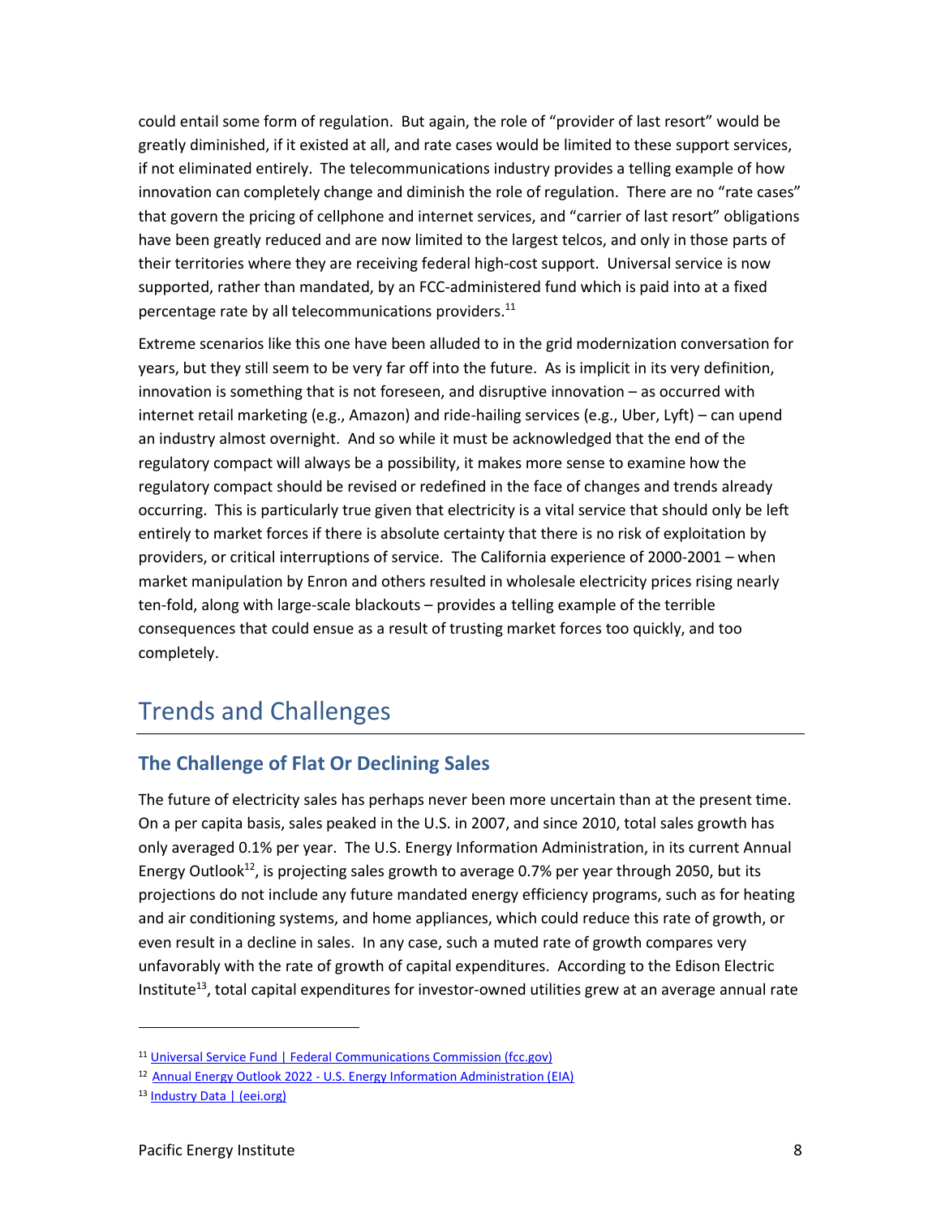could entail some form of regulation. But again, the role of "provider of last resort" would be greatly diminished, if it existed at all, and rate cases would be limited to these support services, if not eliminated entirely. The telecommunications industry provides a telling example of how innovation can completely change and diminish the role of regulation. There are no "rate cases" that govern the pricing of cellphone and internet services, and "carrier of last resort" obligations have been greatly reduced and are now limited to the largest telcos, and only in those parts of their territories where they are receiving federal high-cost support. Universal service is now supported, rather than mandated, by an FCC-administered fund which is paid into at a fixed percentage rate by all telecommunications providers.[11]

Extreme scenarios like this one have been alluded to in the grid modernization conversation for years, but they still seem to be very far off into the future. As is implicit in its very definition, innovation is something that is not foreseen, and disruptive innovation – as occurred with internet retail marketing (e.g., Amazon) and ride-hailing services (e.g., Uber, Lyft) – can upend an industry almost overnight. And so while it must be acknowledged that the end of the regulatory compact will always be a possibility, it makes more sense to examine how the regulatory compact should be revised or redefined in the face of changes and trends already occurring. This is particularly true given that electricity is a vital service that should only be left entirely to market forces if there is absolute certainty that there is no risk of exploitation by providers, or critical interruptions of service. The California experience of 2000-2001 – when market manipulation by Enron and others resulted in wholesale electricity prices rising nearly ten-fold, along with large-scale blackouts – provides a telling example of the terrible consequences that could ensue as a result of trusting market forces too quickly, and too completely.

# Trends and Challenges

## The Challenge of Flat Or Declining Sales

The future of electricity sales has perhaps never been more uncertain than at the present time. On a per capita basis, sales peaked in the U.S. in 2007, and since 2010, total sales growth has only averaged 0.1% per year. The U.S. Energy Information Administration, in its current Annual Energy Outlook[12], is projecting sales growth to average 0.7% per year through 2050, but its projections do not include any future mandated energy efficiency programs, such as for heating and air conditioning systems, and home appliances, which could reduce this rate of growth, or even result in a decline in sales. In any case, such a muted rate of growth compares very unfavorably with the rate of growth of capital expenditures. According to the Edison Electric Institute[13], total capital expenditures for investor-owned utilities grew at an average annual rate

---

[11] Universal Service Fund | Federal Communications Commission (fcc.gov)

[12] Annual Energy Outlook 2022 - U.S. Energy Information Administration (EIA)

[13] Industry Data | (eei.org)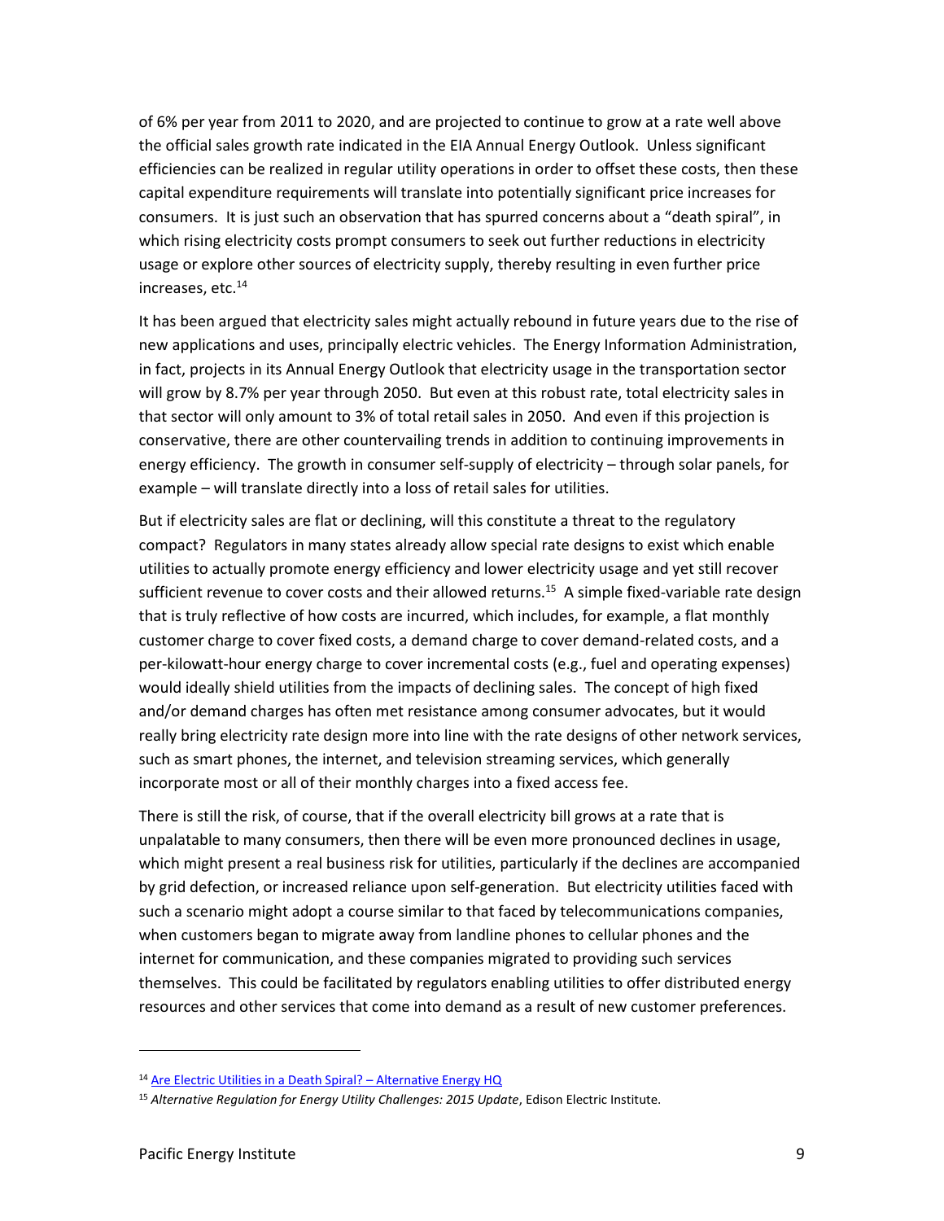of 6% per year from 2011 to 2020, and are projected to continue to grow at a rate well above the official sales growth rate indicated in the EIA Annual Energy Outlook. Unless significant efficiencies can be realized in regular utility operations in order to offset these costs, then these capital expenditure requirements will translate into potentially significant price increases for consumers. It is just such an observation that has spurred concerns about a "death spiral", in which rising electricity costs prompt consumers to seek out further reductions in electricity usage or explore other sources of electricity supply, thereby resulting in even further price increases, etc.[14]

It has been argued that electricity sales might actually rebound in future years due to the rise of new applications and uses, principally electric vehicles. The Energy Information Administration, in fact, projects in its Annual Energy Outlook that electricity usage in the transportation sector will grow by 8.7% per year through 2050. But even at this robust rate, total electricity sales in that sector will only amount to 3% of total retail sales in 2050. And even if this projection is conservative, there are other countervailing trends in addition to continuing improvements in energy efficiency. The growth in consumer self-supply of electricity – through solar panels, for example – will translate directly into a loss of retail sales for utilities.

But if electricity sales are flat or declining, will this constitute a threat to the regulatory compact? Regulators in many states already allow special rate designs to exist which enable utilities to actually promote energy efficiency and lower electricity usage and yet still recover sufficient revenue to cover costs and their allowed returns.[15] A simple fixed-variable rate design that is truly reflective of how costs are incurred, which includes, for example, a flat monthly customer charge to cover fixed costs, a demand charge to cover demand-related costs, and a per-kilowatt-hour energy charge to cover incremental costs (e.g., fuel and operating expenses) would ideally shield utilities from the impacts of declining sales. The concept of high fixed and/or demand charges has often met resistance among consumer advocates, but it would really bring electricity rate design more into line with the rate designs of other network services, such as smart phones, the internet, and television streaming services, which generally incorporate most or all of their monthly charges into a fixed access fee.

There is still the risk, of course, that if the overall electricity bill grows at a rate that is unpalatable to many consumers, then there will be even more pronounced declines in usage, which might present a real business risk for utilities, particularly if the declines are accompanied by grid defection, or increased reliance upon self-generation. But electricity utilities faced with such a scenario might adopt a course similar to that faced by telecommunications companies, when customers began to migrate away from landline phones to cellular phones and the internet for communication, and these companies migrated to providing such services themselves. This could be facilitated by regulators enabling utilities to offer distributed energy resources and other services that come into demand as a result of new customer preferences.

---

[14] Are Electric Utilities in a Death Spiral? – Alternative Energy HQ

[15] *Alternative Regulation for Energy Utility Challenges: 2015 Update*, Edison Electric Institute.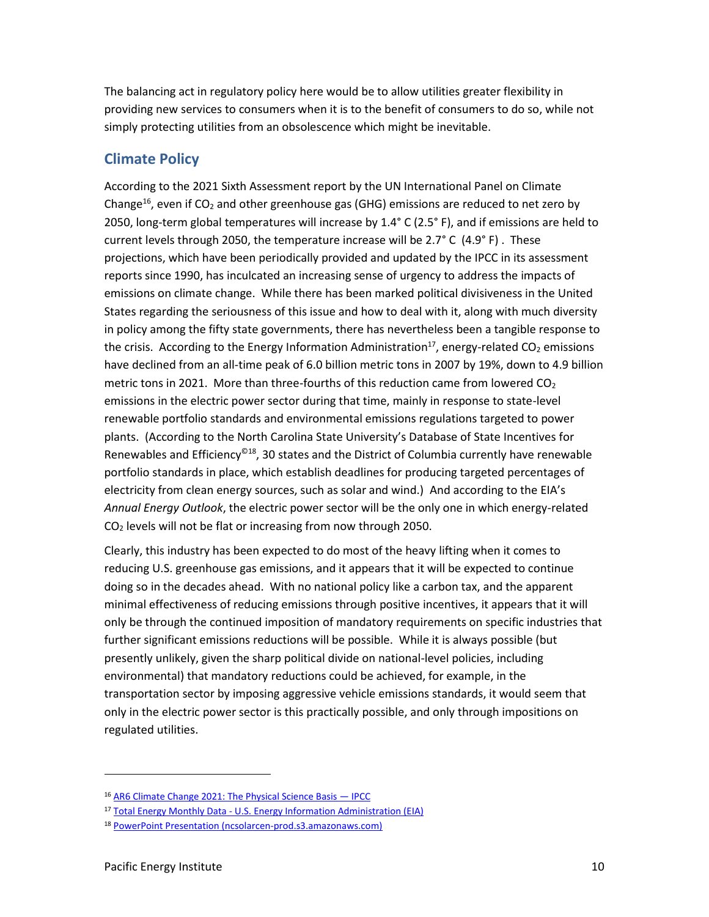The balancing act in regulatory policy here would be to allow utilities greater flexibility in providing new services to consumers when it is to the benefit of consumers to do so, while not simply protecting utilities from an obsolescence which might be inevitable.

## Climate Policy

According to the 2021 Sixth Assessment report by the UN International Panel on Climate Change[16], even if $CO_2$ and other greenhouse gas (GHG) emissions are reduced to net zero by 2050, long-term global temperatures will increase by 1.4° C (2.5° F), and if emissions are held to current levels through 2050, the temperature increase will be 2.7° C (4.9° F). These projections, which have been periodically provided and updated by the IPCC in its assessment reports since 1990, has inculcated an increasing sense of urgency to address the impacts of emissions on climate change. While there has been marked political divisiveness in the United States regarding the seriousness of this issue and how to deal with it, along with much diversity in policy among the fifty state governments, there has nevertheless been a tangible response to the crisis. According to the Energy Information Administration[17], energy-related $CO_2$ emissions have declined from an all-time peak of 6.0 billion metric tons in 2007 by 19%, down to 4.9 billion metric tons in 2021. More than three-fourths of this reduction came from lowered $CO_2$ emissions in the electric power sector during that time, mainly in response to state-level renewable portfolio standards and environmental emissions regulations targeted to power plants. (According to the North Carolina State University's Database of State Incentives for Renewables and Efficiency©[18], 30 states and the District of Columbia currently have renewable portfolio standards in place, which establish deadlines for producing targeted percentages of electricity from clean energy sources, such as solar and wind.) And according to the EIA's *Annual Energy Outlook*, the electric power sector will be the only one in which energy-related $CO_2$ levels will not be flat or increasing from now through 2050.

Clearly, this industry has been expected to do most of the heavy lifting when it comes to reducing U.S. greenhouse gas emissions, and it appears that it will be expected to continue doing so in the decades ahead. With no national policy like a carbon tax, and the apparent minimal effectiveness of reducing emissions through positive incentives, it appears that it will only be through the continued imposition of mandatory requirements on specific industries that further significant emissions reductions will be possible. While it is always possible (but presently unlikely, given the sharp political divide on national-level policies, including environmental) that mandatory reductions could be achieved, for example, in the transportation sector by imposing aggressive vehicle emissions standards, it would seem that only in the electric power sector is this practically possible, and only through impositions on regulated utilities.

---

[16] AR6 Climate Change 2021: The Physical Science Basis — IPCC

[17] Total Energy Monthly Data - U.S. Energy Information Administration (EIA)

[18] PowerPoint Presentation (ncsolarcen-prod.s3.amazonaws.com)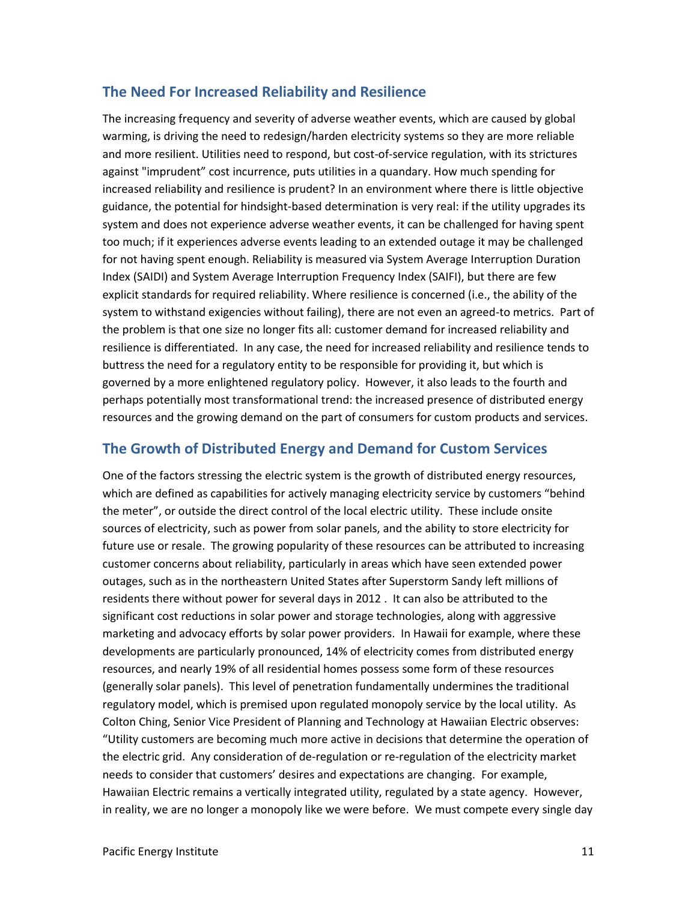## The Need For Increased Reliability and Resilience

The increasing frequency and severity of adverse weather events, which are caused by global warming, is driving the need to redesign/harden electricity systems so they are more reliable and more resilient. Utilities need to respond, but cost-of-service regulation, with its strictures against "imprudent" cost incurrence, puts utilities in a quandary. How much spending for increased reliability and resilience is prudent? In an environment where there is little objective guidance, the potential for hindsight-based determination is very real: if the utility upgrades its system and does not experience adverse weather events, it can be challenged for having spent too much; if it experiences adverse events leading to an extended outage it may be challenged for not having spent enough. Reliability is measured via System Average Interruption Duration Index (SAIDI) and System Average Interruption Frequency Index (SAIFI), but there are few explicit standards for required reliability. Where resilience is concerned (i.e., the ability of the system to withstand exigencies without failing), there are not even an agreed-to metrics. Part of the problem is that one size no longer fits all: customer demand for increased reliability and resilience is differentiated. In any case, the need for increased reliability and resilience tends to buttress the need for a regulatory entity to be responsible for providing it, but which is governed by a more enlightened regulatory policy. However, it also leads to the fourth and perhaps potentially most transformational trend: the increased presence of distributed energy resources and the growing demand on the part of consumers for custom products and services.

## The Growth of Distributed Energy and Demand for Custom Services

One of the factors stressing the electric system is the growth of distributed energy resources, which are defined as capabilities for actively managing electricity service by customers "behind the meter", or outside the direct control of the local electric utility. These include onsite sources of electricity, such as power from solar panels, and the ability to store electricity for future use or resale. The growing popularity of these resources can be attributed to increasing customer concerns about reliability, particularly in areas which have seen extended power outages, such as in the northeastern United States after Superstorm Sandy left millions of residents there without power for several days in 2012 . It can also be attributed to the significant cost reductions in solar power and storage technologies, along with aggressive marketing and advocacy efforts by solar power providers. In Hawaii for example, where these developments are particularly pronounced, 14% of electricity comes from distributed energy resources, and nearly 19% of all residential homes possess some form of these resources (generally solar panels). This level of penetration fundamentally undermines the traditional regulatory model, which is premised upon regulated monopoly service by the local utility. As Colton Ching, Senior Vice President of Planning and Technology at Hawaiian Electric observes: "Utility customers are becoming much more active in decisions that determine the operation of the electric grid. Any consideration of de-regulation or re-regulation of the electricity market needs to consider that customers' desires and expectations are changing. For example, Hawaiian Electric remains a vertically integrated utility, regulated by a state agency. However, in reality, we are no longer a monopoly like we were before. We must compete every single day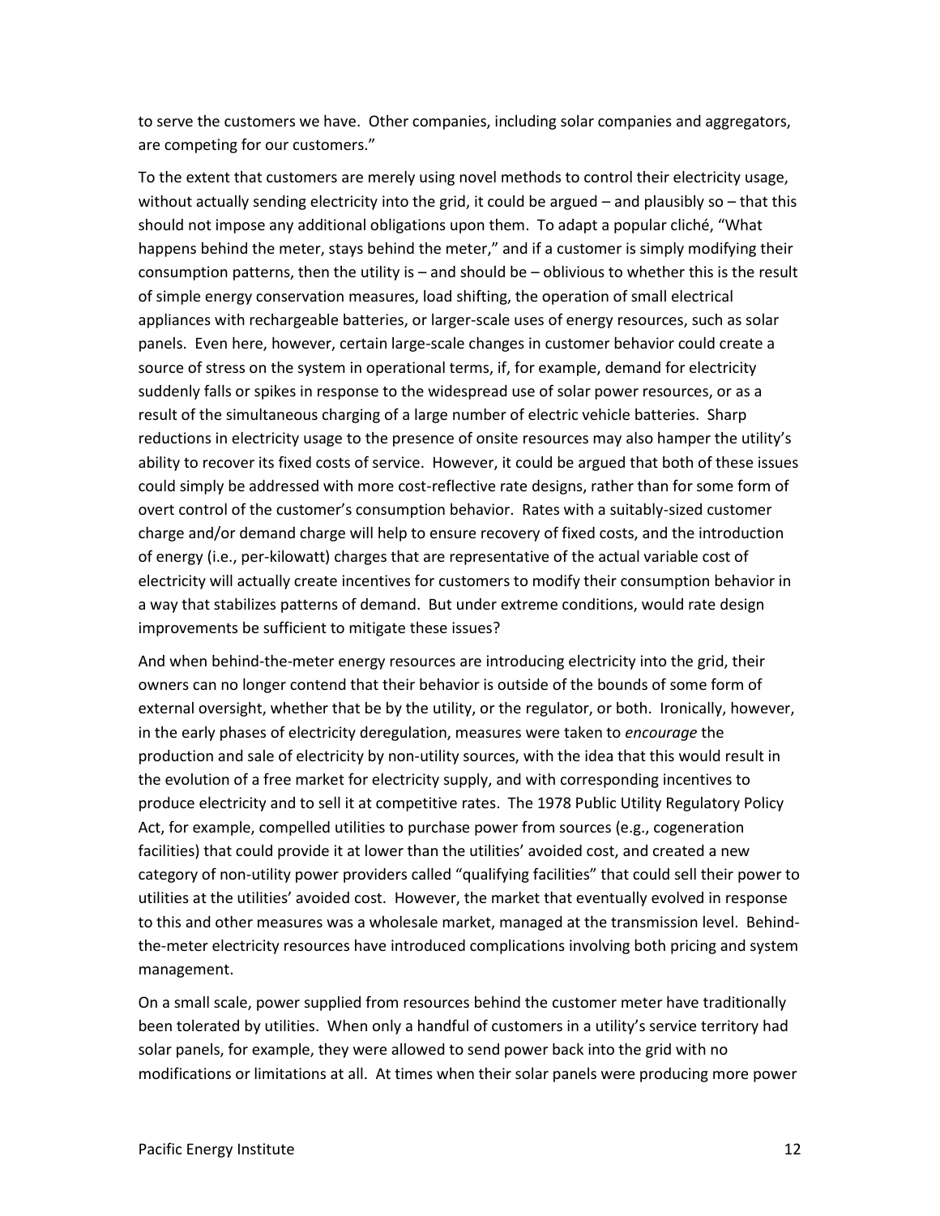to serve the customers we have. Other companies, including solar companies and aggregators, are competing for our customers."

To the extent that customers are merely using novel methods to control their electricity usage, without actually sending electricity into the grid, it could be argued – and plausibly so – that this should not impose any additional obligations upon them. To adapt a popular cliché, "What happens behind the meter, stays behind the meter," and if a customer is simply modifying their consumption patterns, then the utility is – and should be – oblivious to whether this is the result of simple energy conservation measures, load shifting, the operation of small electrical appliances with rechargeable batteries, or larger-scale uses of energy resources, such as solar panels. Even here, however, certain large-scale changes in customer behavior could create a source of stress on the system in operational terms, if, for example, demand for electricity suddenly falls or spikes in response to the widespread use of solar power resources, or as a result of the simultaneous charging of a large number of electric vehicle batteries. Sharp reductions in electricity usage to the presence of onsite resources may also hamper the utility's ability to recover its fixed costs of service. However, it could be argued that both of these issues could simply be addressed with more cost-reflective rate designs, rather than for some form of overt control of the customer's consumption behavior. Rates with a suitably-sized customer charge and/or demand charge will help to ensure recovery of fixed costs, and the introduction of energy (i.e., per-kilowatt) charges that are representative of the actual variable cost of electricity will actually create incentives for customers to modify their consumption behavior in a way that stabilizes patterns of demand. But under extreme conditions, would rate design improvements be sufficient to mitigate these issues?

And when behind-the-meter energy resources are introducing electricity into the grid, their owners can no longer contend that their behavior is outside of the bounds of some form of external oversight, whether that be by the utility, or the regulator, or both. Ironically, however, in the early phases of electricity deregulation, measures were taken to *encourage* the production and sale of electricity by non-utility sources, with the idea that this would result in the evolution of a free market for electricity supply, and with corresponding incentives to produce electricity and to sell it at competitive rates. The 1978 Public Utility Regulatory Policy Act, for example, compelled utilities to purchase power from sources (e.g., cogeneration facilities) that could provide it at lower than the utilities' avoided cost, and created a new category of non-utility power providers called "qualifying facilities" that could sell their power to utilities at the utilities' avoided cost. However, the market that eventually evolved in response to this and other measures was a wholesale market, managed at the transmission level. Behind-the-meter electricity resources have introduced complications involving both pricing and system management.

On a small scale, power supplied from resources behind the customer meter have traditionally been tolerated by utilities. When only a handful of customers in a utility's service territory had solar panels, for example, they were allowed to send power back into the grid with no modifications or limitations at all. At times when their solar panels were producing more power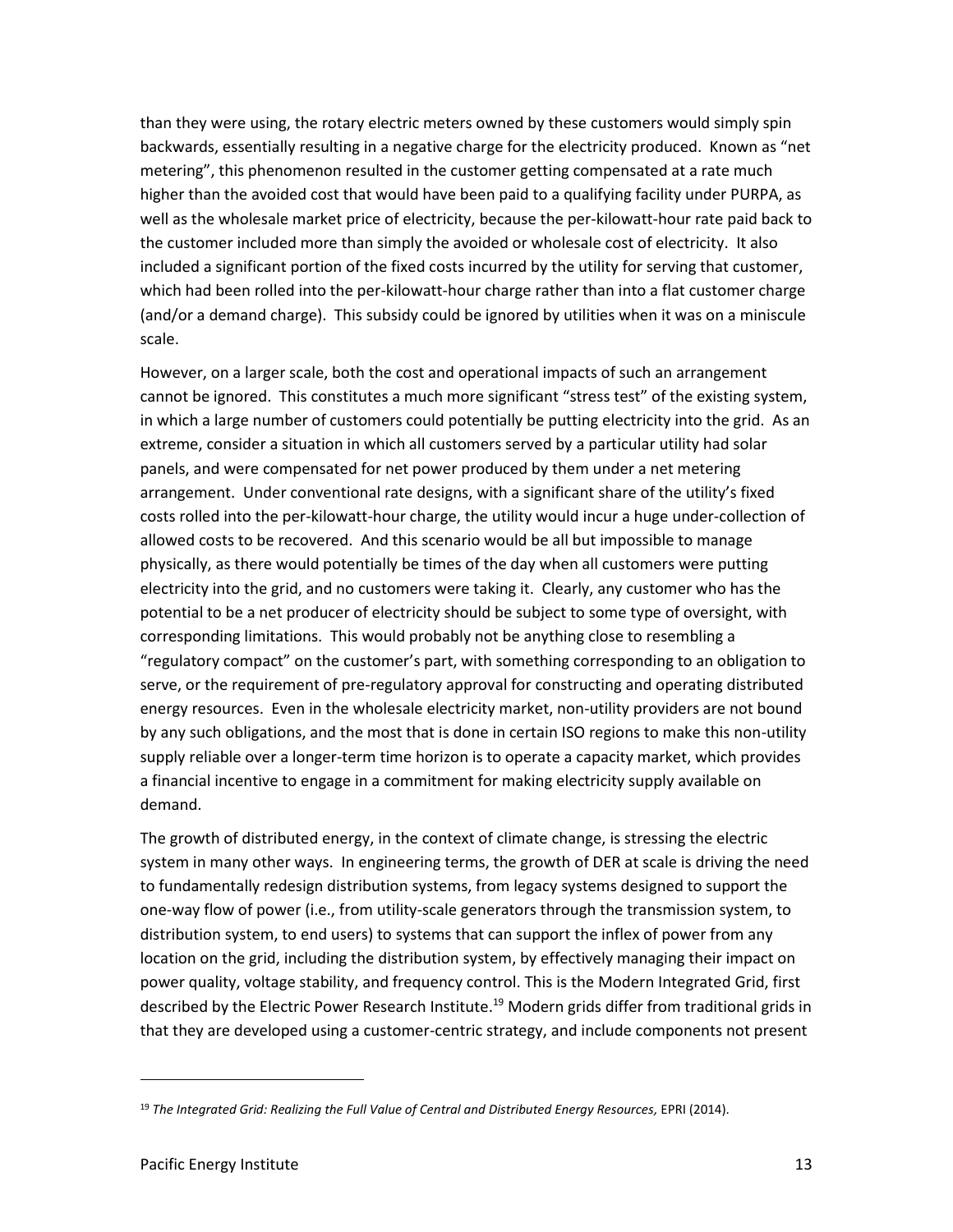than they were using, the rotary electric meters owned by these customers would simply spin backwards, essentially resulting in a negative charge for the electricity produced. Known as "net metering", this phenomenon resulted in the customer getting compensated at a rate much higher than the avoided cost that would have been paid to a qualifying facility under PURPA, as well as the wholesale market price of electricity, because the per-kilowatt-hour rate paid back to the customer included more than simply the avoided or wholesale cost of electricity. It also included a significant portion of the fixed costs incurred by the utility for serving that customer, which had been rolled into the per-kilowatt-hour charge rather than into a flat customer charge (and/or a demand charge). This subsidy could be ignored by utilities when it was on a miniscule scale.

However, on a larger scale, both the cost and operational impacts of such an arrangement cannot be ignored. This constitutes a much more significant "stress test" of the existing system, in which a large number of customers could potentially be putting electricity into the grid. As an extreme, consider a situation in which all customers served by a particular utility had solar panels, and were compensated for net power produced by them under a net metering arrangement. Under conventional rate designs, with a significant share of the utility's fixed costs rolled into the per-kilowatt-hour charge, the utility would incur a huge under-collection of allowed costs to be recovered. And this scenario would be all but impossible to manage physically, as there would potentially be times of the day when all customers were putting electricity into the grid, and no customers were taking it. Clearly, any customer who has the potential to be a net producer of electricity should be subject to some type of oversight, with corresponding limitations. This would probably not be anything close to resembling a "regulatory compact" on the customer's part, with something corresponding to an obligation to serve, or the requirement of pre-regulatory approval for constructing and operating distributed energy resources. Even in the wholesale electricity market, non-utility providers are not bound by any such obligations, and the most that is done in certain ISO regions to make this non-utility supply reliable over a longer-term time horizon is to operate a capacity market, which provides a financial incentive to engage in a commitment for making electricity supply available on demand.

The growth of distributed energy, in the context of climate change, is stressing the electric system in many other ways. In engineering terms, the growth of DER at scale is driving the need to fundamentally redesign distribution systems, from legacy systems designed to support the one-way flow of power (i.e., from utility-scale generators through the transmission system, to distribution system, to end users) to systems that can support the inflex of power from any location on the grid, including the distribution system, by effectively managing their impact on power quality, voltage stability, and frequency control. This is the Modern Integrated Grid, first described by the Electric Power Research Institute.[19] Modern grids differ from traditional grids in that they are developed using a customer-centric strategy, and include components not present

[19] *The Integrated Grid: Realizing the Full Value of Central and Distributed Energy Resources,* EPRI (2014).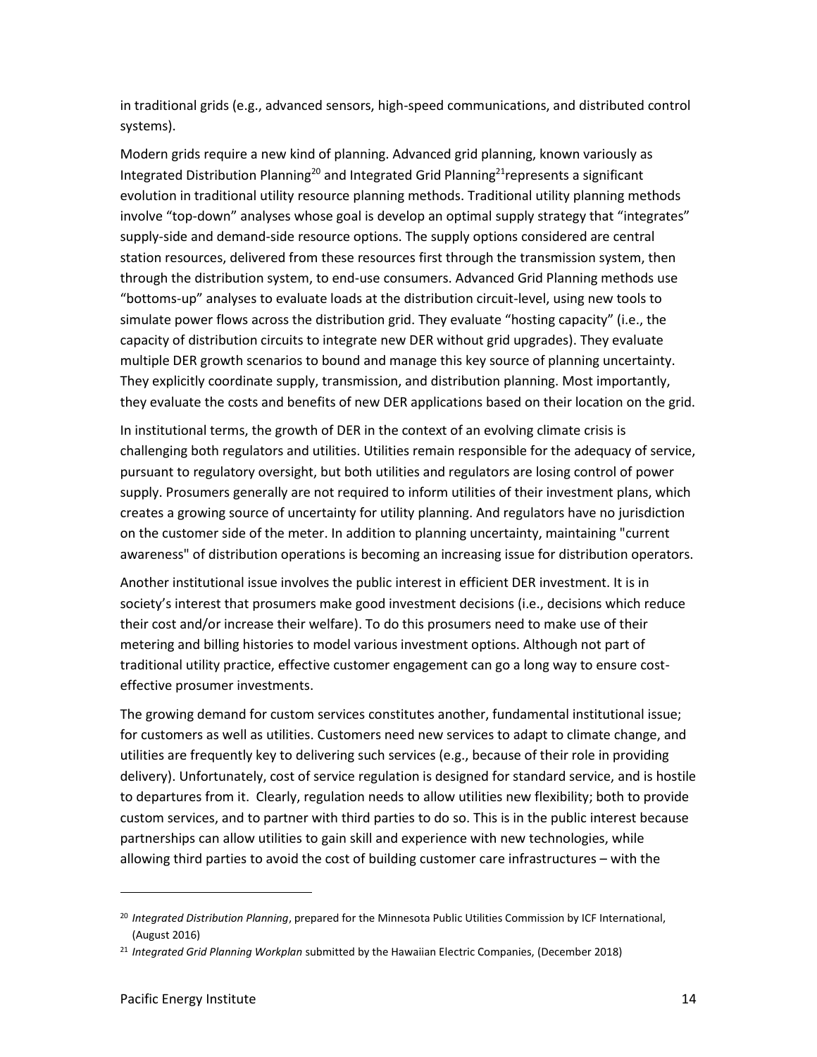in traditional grids (e.g., advanced sensors, high-speed communications, and distributed control systems).

Modern grids require a new kind of planning. Advanced grid planning, known variously as Integrated Distribution Planning[20] and Integrated Grid Planning[21]represents a significant evolution in traditional utility resource planning methods. Traditional utility planning methods involve "top-down" analyses whose goal is develop an optimal supply strategy that "integrates" supply-side and demand-side resource options. The supply options considered are central station resources, delivered from these resources first through the transmission system, then through the distribution system, to end-use consumers. Advanced Grid Planning methods use "bottoms-up" analyses to evaluate loads at the distribution circuit-level, using new tools to simulate power flows across the distribution grid. They evaluate "hosting capacity" (i.e., the capacity of distribution circuits to integrate new DER without grid upgrades). They evaluate multiple DER growth scenarios to bound and manage this key source of planning uncertainty. They explicitly coordinate supply, transmission, and distribution planning. Most importantly, they evaluate the costs and benefits of new DER applications based on their location on the grid.

In institutional terms, the growth of DER in the context of an evolving climate crisis is challenging both regulators and utilities. Utilities remain responsible for the adequacy of service, pursuant to regulatory oversight, but both utilities and regulators are losing control of power supply. Prosumers generally are not required to inform utilities of their investment plans, which creates a growing source of uncertainty for utility planning. And regulators have no jurisdiction on the customer side of the meter. In addition to planning uncertainty, maintaining "current awareness" of distribution operations is becoming an increasing issue for distribution operators.

Another institutional issue involves the public interest in efficient DER investment. It is in society's interest that prosumers make good investment decisions (i.e., decisions which reduce their cost and/or increase their welfare). To do this prosumers need to make use of their metering and billing histories to model various investment options. Although not part of traditional utility practice, effective customer engagement can go a long way to ensure cost-effective prosumer investments.

The growing demand for custom services constitutes another, fundamental institutional issue; for customers as well as utilities. Customers need new services to adapt to climate change, and utilities are frequently key to delivering such services (e.g., because of their role in providing delivery). Unfortunately, cost of service regulation is designed for standard service, and is hostile to departures from it. Clearly, regulation needs to allow utilities new flexibility; both to provide custom services, and to partner with third parties to do so. This is in the public interest because partnerships can allow utilities to gain skill and experience with new technologies, while allowing third parties to avoid the cost of building customer care infrastructures – with the

---

[20] *Integrated Distribution Planning*, prepared for the Minnesota Public Utilities Commission by ICF International, (August 2016)

[21] *Integrated Grid Planning Workplan* submitted by the Hawaiian Electric Companies, (December 2018)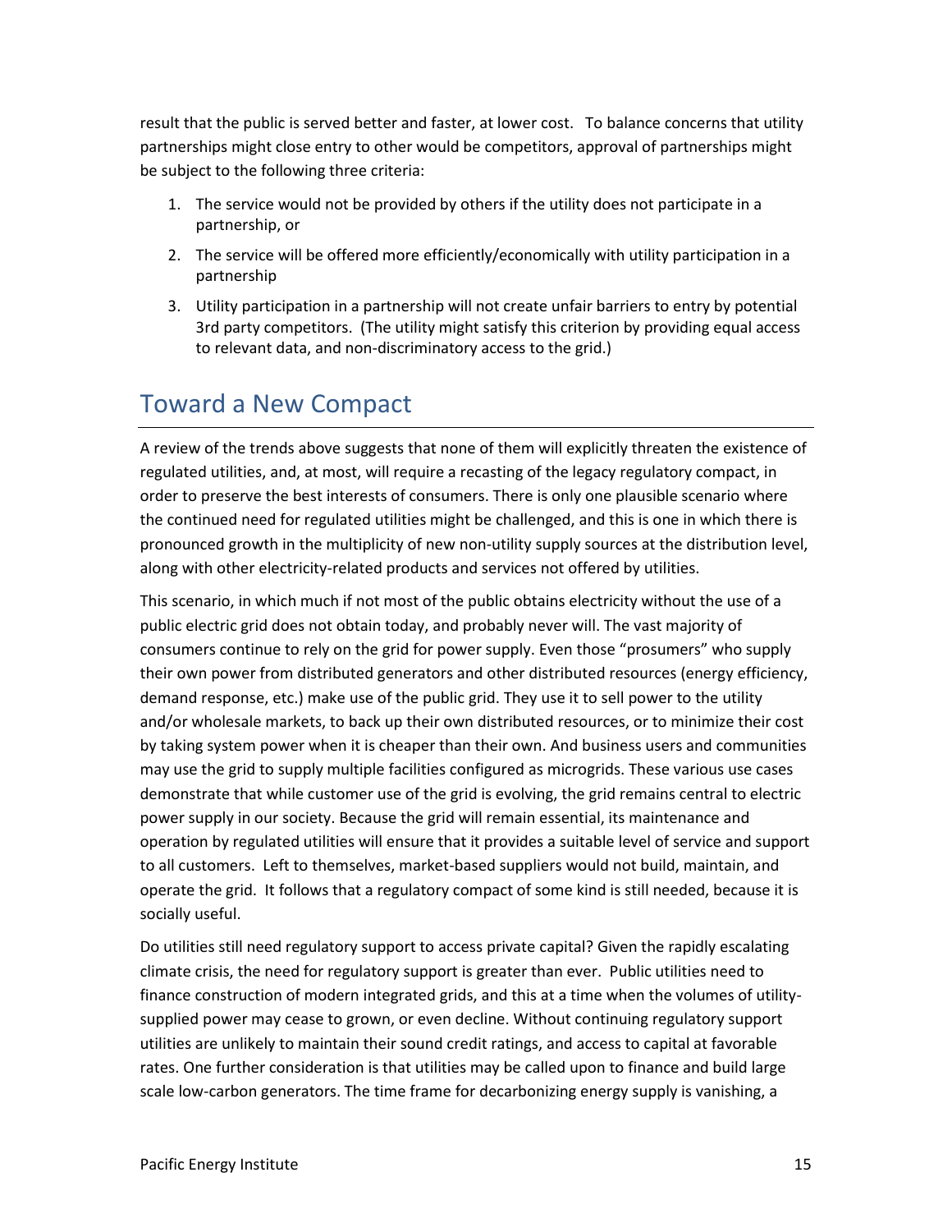result that the public is served better and faster, at lower cost. To balance concerns that utility partnerships might close entry to other would be competitors, approval of partnerships might be subject to the following three criteria:

1. The service would not be provided by others if the utility does not participate in a partnership, or
2. The service will be offered more efficiently/economically with utility participation in a partnership
3. Utility participation in a partnership will not create unfair barriers to entry by potential 3rd party competitors. (The utility might satisfy this criterion by providing equal access to relevant data, and non-discriminatory access to the grid.)

## Toward a New Compact

A review of the trends above suggests that none of them will explicitly threaten the existence of regulated utilities, and, at most, will require a recasting of the legacy regulatory compact, in order to preserve the best interests of consumers. There is only one plausible scenario where the continued need for regulated utilities might be challenged, and this is one in which there is pronounced growth in the multiplicity of new non-utility supply sources at the distribution level, along with other electricity-related products and services not offered by utilities.

This scenario, in which much if not most of the public obtains electricity without the use of a public electric grid does not obtain today, and probably never will. The vast majority of consumers continue to rely on the grid for power supply. Even those "prosumers" who supply their own power from distributed generators and other distributed resources (energy efficiency, demand response, etc.) make use of the public grid. They use it to sell power to the utility and/or wholesale markets, to back up their own distributed resources, or to minimize their cost by taking system power when it is cheaper than their own. And business users and communities may use the grid to supply multiple facilities configured as microgrids. These various use cases demonstrate that while customer use of the grid is evolving, the grid remains central to electric power supply in our society. Because the grid will remain essential, its maintenance and operation by regulated utilities will ensure that it provides a suitable level of service and support to all customers. Left to themselves, market-based suppliers would not build, maintain, and operate the grid. It follows that a regulatory compact of some kind is still needed, because it is socially useful.

Do utilities still need regulatory support to access private capital? Given the rapidly escalating climate crisis, the need for regulatory support is greater than ever. Public utilities need to finance construction of modern integrated grids, and this at a time when the volumes of utility-supplied power may cease to grown, or even decline. Without continuing regulatory support utilities are unlikely to maintain their sound credit ratings, and access to capital at favorable rates. One further consideration is that utilities may be called upon to finance and build large scale low-carbon generators. The time frame for decarbonizing energy supply is vanishing, a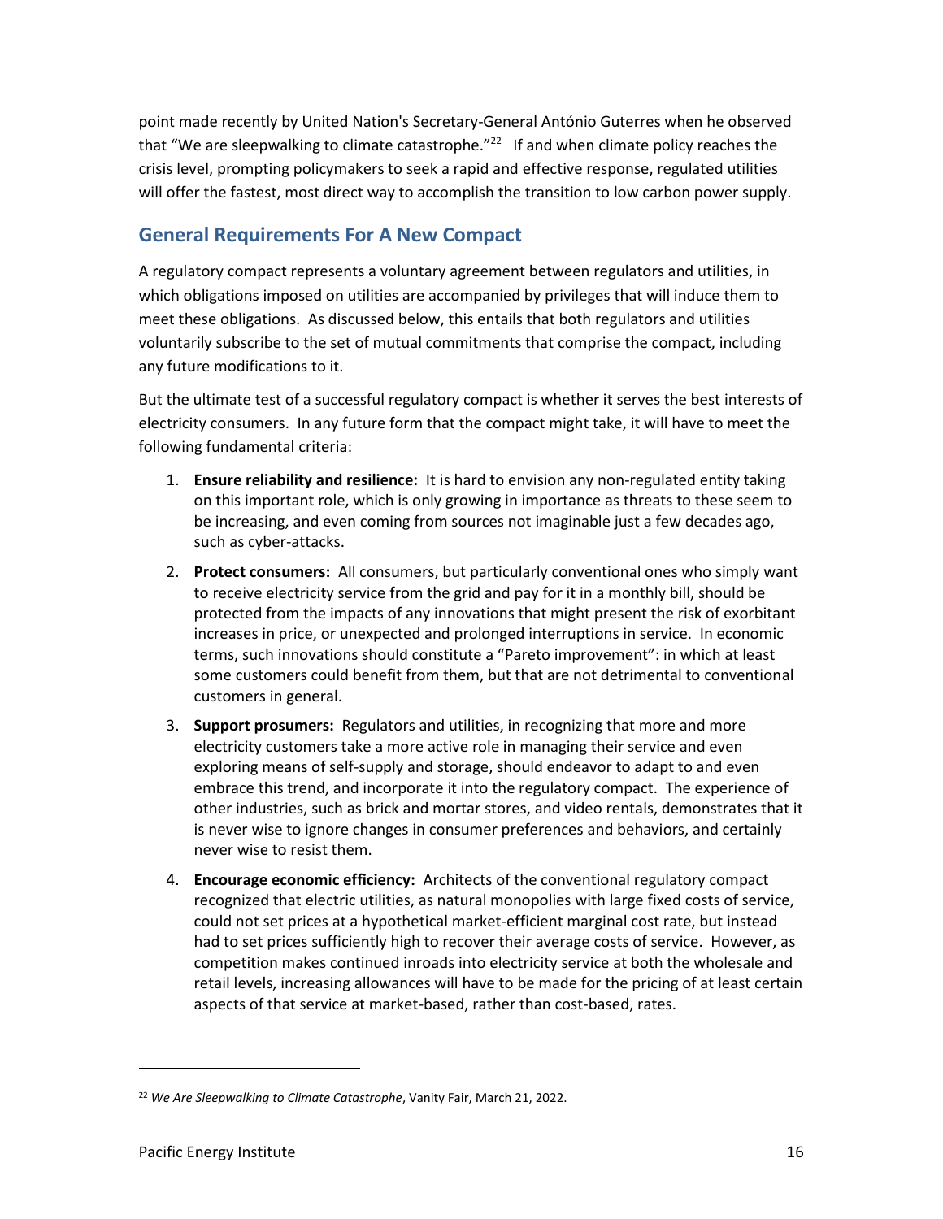point made recently by United Nation's Secretary-General António Guterres when he observed that "We are sleepwalking to climate catastrophe."[22] If and when climate policy reaches the crisis level, prompting policymakers to seek a rapid and effective response, regulated utilities will offer the fastest, most direct way to accomplish the transition to low carbon power supply.

## General Requirements For A New Compact

A regulatory compact represents a voluntary agreement between regulators and utilities, in which obligations imposed on utilities are accompanied by privileges that will induce them to meet these obligations. As discussed below, this entails that both regulators and utilities voluntarily subscribe to the set of mutual commitments that comprise the compact, including any future modifications to it.

But the ultimate test of a successful regulatory compact is whether it serves the best interests of electricity consumers. In any future form that the compact might take, it will have to meet the following fundamental criteria:

1. **Ensure reliability and resilience:** It is hard to envision any non-regulated entity taking on this important role, which is only growing in importance as threats to these seem to be increasing, and even coming from sources not imaginable just a few decades ago, such as cyber-attacks.
2. **Protect consumers:** All consumers, but particularly conventional ones who simply want to receive electricity service from the grid and pay for it in a monthly bill, should be protected from the impacts of any innovations that might present the risk of exorbitant increases in price, or unexpected and prolonged interruptions in service. In economic terms, such innovations should constitute a "Pareto improvement": in which at least some customers could benefit from them, but that are not detrimental to conventional customers in general.
3. **Support prosumers:** Regulators and utilities, in recognizing that more and more electricity customers take a more active role in managing their service and even exploring means of self-supply and storage, should endeavor to adapt to and even embrace this trend, and incorporate it into the regulatory compact. The experience of other industries, such as brick and mortar stores, and video rentals, demonstrates that it is never wise to ignore changes in consumer preferences and behaviors, and certainly never wise to resist them.
4. **Encourage economic efficiency:** Architects of the conventional regulatory compact recognized that electric utilities, as natural monopolies with large fixed costs of service, could not set prices at a hypothetical market-efficient marginal cost rate, but instead had to set prices sufficiently high to recover their average costs of service. However, as competition makes continued inroads into electricity service at both the wholesale and retail levels, increasing allowances will have to be made for the pricing of at least certain aspects of that service at market-based, rather than cost-based, rates.

---

[22] *We Are Sleepwalking to Climate Catastrophe*, Vanity Fair, March 21, 2022.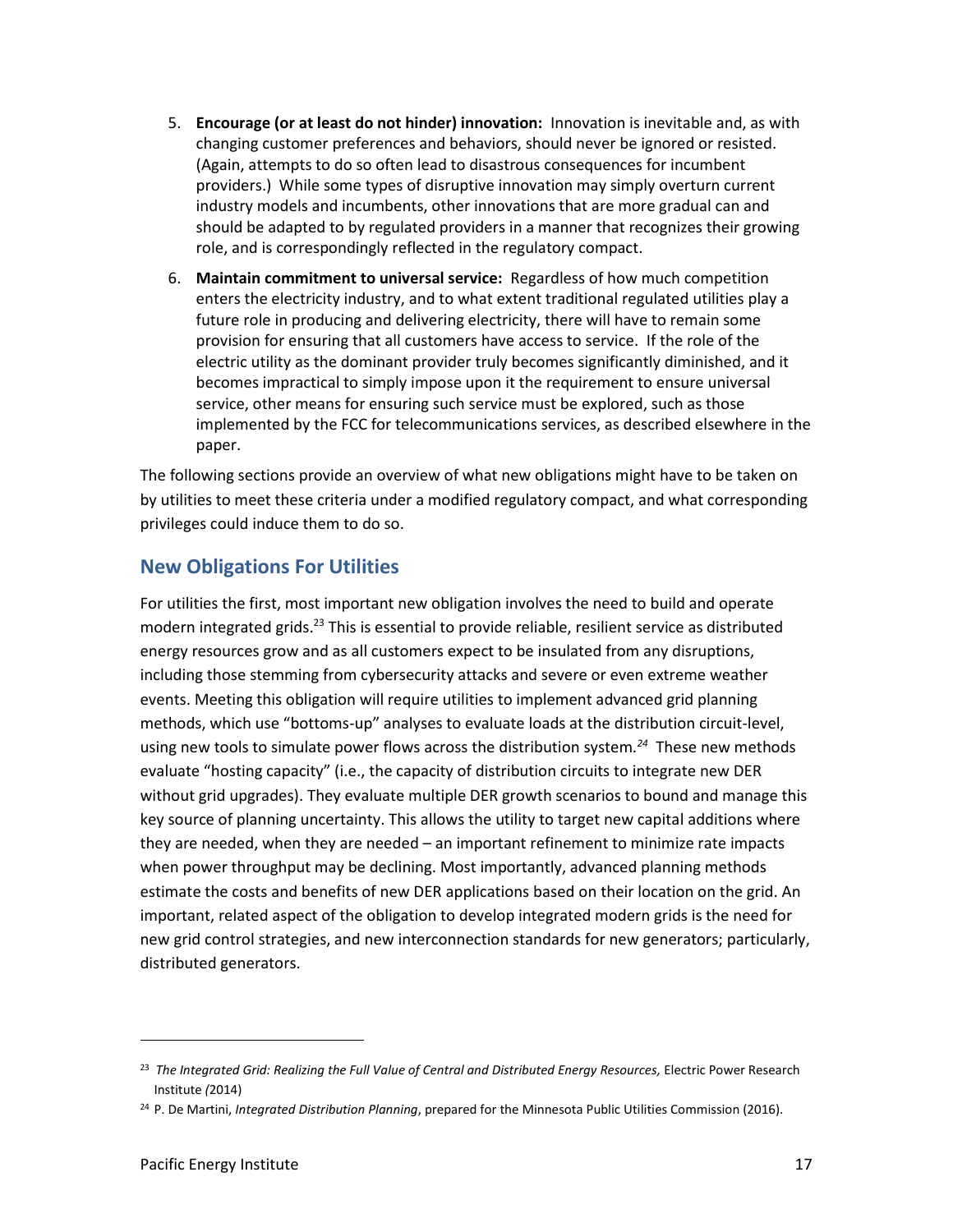5. **Encourage (or at least do not hinder) innovation:** Innovation is inevitable and, as with changing customer preferences and behaviors, should never be ignored or resisted. (Again, attempts to do so often lead to disastrous consequences for incumbent providers.) While some types of disruptive innovation may simply overturn current industry models and incumbents, other innovations that are more gradual can and should be adapted to by regulated providers in a manner that recognizes their growing role, and is correspondingly reflected in the regulatory compact.

6. **Maintain commitment to universal service:** Regardless of how much competition enters the electricity industry, and to what extent traditional regulated utilities play a future role in producing and delivering electricity, there will have to remain some provision for ensuring that all customers have access to service. If the role of the electric utility as the dominant provider truly becomes significantly diminished, and it becomes impractical to simply impose upon it the requirement to ensure universal service, other means for ensuring such service must be explored, such as those implemented by the FCC for telecommunications services, as described elsewhere in the paper.

The following sections provide an overview of what new obligations might have to be taken on by utilities to meet these criteria under a modified regulatory compact, and what corresponding privileges could induce them to do so.

## New Obligations For Utilities

For utilities the first, most important new obligation involves the need to build and operate modern integrated grids.[23] This is essential to provide reliable, resilient service as distributed energy resources grow and as all customers expect to be insulated from any disruptions, including those stemming from cybersecurity attacks and severe or even extreme weather events. Meeting this obligation will require utilities to implement advanced grid planning methods, which use "bottoms-up" analyses to evaluate loads at the distribution circuit-level, using new tools to simulate power flows across the distribution system.[24] These new methods evaluate "hosting capacity" (i.e., the capacity of distribution circuits to integrate new DER without grid upgrades). They evaluate multiple DER growth scenarios to bound and manage this key source of planning uncertainty. This allows the utility to target new capital additions where they are needed, when they are needed – an important refinement to minimize rate impacts when power throughput may be declining. Most importantly, advanced planning methods estimate the costs and benefits of new DER applications based on their location on the grid. An important, related aspect of the obligation to develop integrated modern grids is the need for new grid control strategies, and new interconnection standards for new generators; particularly, distributed generators.

---

[23] *The Integrated Grid: Realizing the Full Value of Central and Distributed Energy Resources,* Electric Power Research Institute (2014)

[24] P. De Martini, *Integrated Distribution Planning*, prepared for the Minnesota Public Utilities Commission (2016).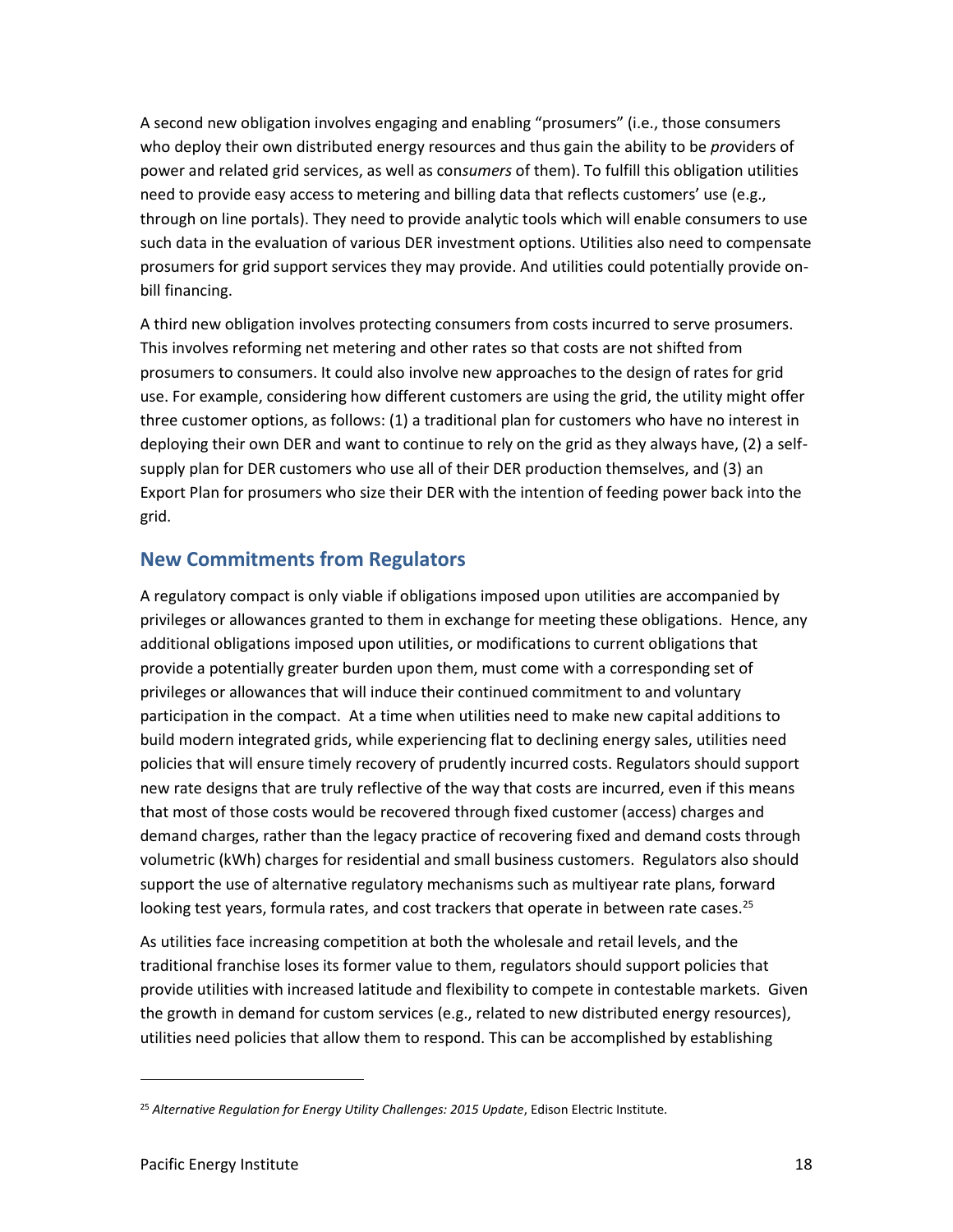A second new obligation involves engaging and enabling "prosumers" (i.e., those consumers who deploy their own distributed energy resources and thus gain the ability to be *pro*viders of power and related grid services, as well as con*sumers* of them). To fulfill this obligation utilities need to provide easy access to metering and billing data that reflects customers' use (e.g., through on line portals). They need to provide analytic tools which will enable consumers to use such data in the evaluation of various DER investment options. Utilities also need to compensate prosumers for grid support services they may provide. And utilities could potentially provide on-bill financing.

A third new obligation involves protecting consumers from costs incurred to serve prosumers. This involves reforming net metering and other rates so that costs are not shifted from prosumers to consumers. It could also involve new approaches to the design of rates for grid use. For example, considering how different customers are using the grid, the utility might offer three customer options, as follows: (1) a traditional plan for customers who have no interest in deploying their own DER and want to continue to rely on the grid as they always have, (2) a self-supply plan for DER customers who use all of their DER production themselves, and (3) an Export Plan for prosumers who size their DER with the intention of feeding power back into the grid.

## New Commitments from Regulators

A regulatory compact is only viable if obligations imposed upon utilities are accompanied by privileges or allowances granted to them in exchange for meeting these obligations. Hence, any additional obligations imposed upon utilities, or modifications to current obligations that provide a potentially greater burden upon them, must come with a corresponding set of privileges or allowances that will induce their continued commitment to and voluntary participation in the compact. At a time when utilities need to make new capital additions to build modern integrated grids, while experiencing flat to declining energy sales, utilities need policies that will ensure timely recovery of prudently incurred costs. Regulators should support new rate designs that are truly reflective of the way that costs are incurred, even if this means that most of those costs would be recovered through fixed customer (access) charges and demand charges, rather than the legacy practice of recovering fixed and demand costs through volumetric (kWh) charges for residential and small business customers. Regulators also should support the use of alternative regulatory mechanisms such as multiyear rate plans, forward looking test years, formula rates, and cost trackers that operate in between rate cases.[25]

As utilities face increasing competition at both the wholesale and retail levels, and the traditional franchise loses its former value to them, regulators should support policies that provide utilities with increased latitude and flexibility to compete in contestable markets. Given the growth in demand for custom services (e.g., related to new distributed energy resources), utilities need policies that allow them to respond. This can be accomplished by establishing

---

[25] *Alternative Regulation for Energy Utility Challenges: 2015 Update*, Edison Electric Institute.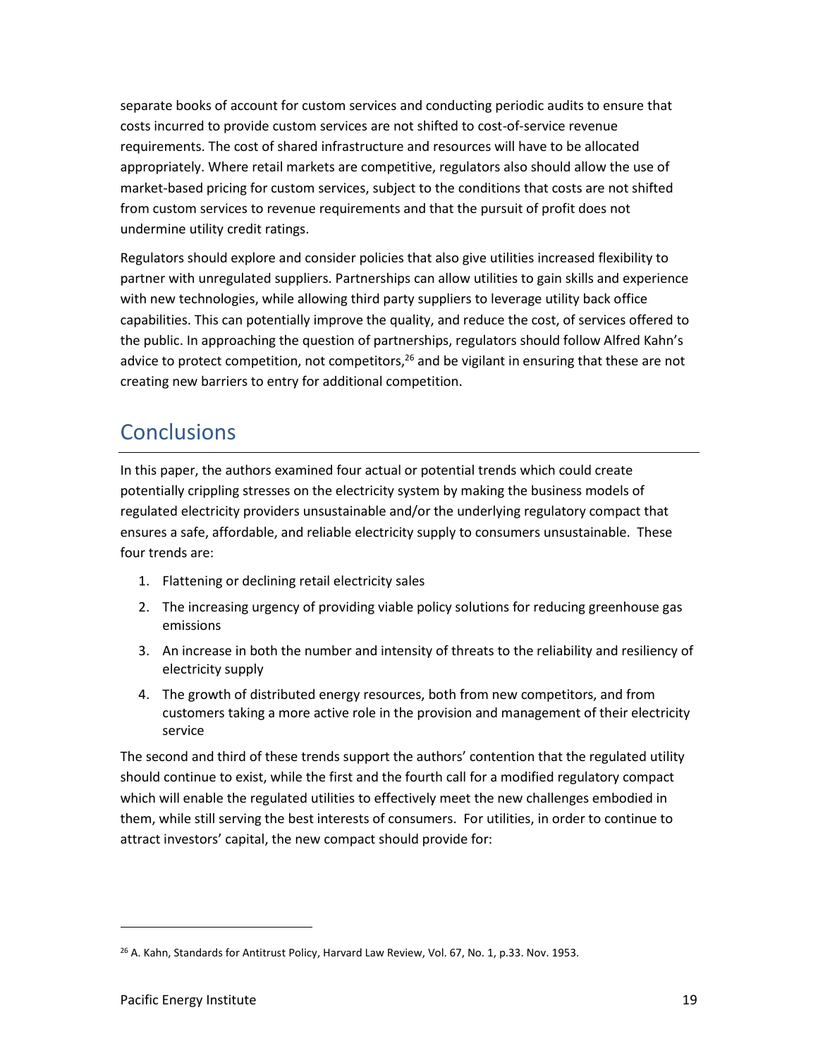separate books of account for custom services and conducting periodic audits to ensure that costs incurred to provide custom services are not shifted to cost-of-service revenue requirements. The cost of shared infrastructure and resources will have to be allocated appropriately. Where retail markets are competitive, regulators also should allow the use of market-based pricing for custom services, subject to the conditions that costs are not shifted from custom services to revenue requirements and that the pursuit of profit does not undermine utility credit ratings.

Regulators should explore and consider policies that also give utilities increased flexibility to partner with unregulated suppliers. Partnerships can allow utilities to gain skills and experience with new technologies, while allowing third party suppliers to leverage utility back office capabilities. This can potentially improve the quality, and reduce the cost, of services offered to the public. In approaching the question of partnerships, regulators should follow Alfred Kahn's advice to protect competition, not competitors,[26] and be vigilant in ensuring that these are not creating new barriers to entry for additional competition.

## Conclusions

In this paper, the authors examined four actual or potential trends which could create potentially crippling stresses on the electricity system by making the business models of regulated electricity providers unsustainable and/or the underlying regulatory compact that ensures a safe, affordable, and reliable electricity supply to consumers unsustainable. These four trends are:

1. Flattening or declining retail electricity sales
2. The increasing urgency of providing viable policy solutions for reducing greenhouse gas emissions
3. An increase in both the number and intensity of threats to the reliability and resiliency of electricity supply
4. The growth of distributed energy resources, both from new competitors, and from customers taking a more active role in the provision and management of their electricity service

The second and third of these trends support the authors' contention that the regulated utility should continue to exist, while the first and the fourth call for a modified regulatory compact which will enable the regulated utilities to effectively meet the new challenges embodied in them, while still serving the best interests of consumers. For utilities, in order to continue to attract investors' capital, the new compact should provide for:

---

[26] A. Kahn, Standards for Antitrust Policy, Harvard Law Review, Vol. 67, No. 1, p.33. Nov. 1953.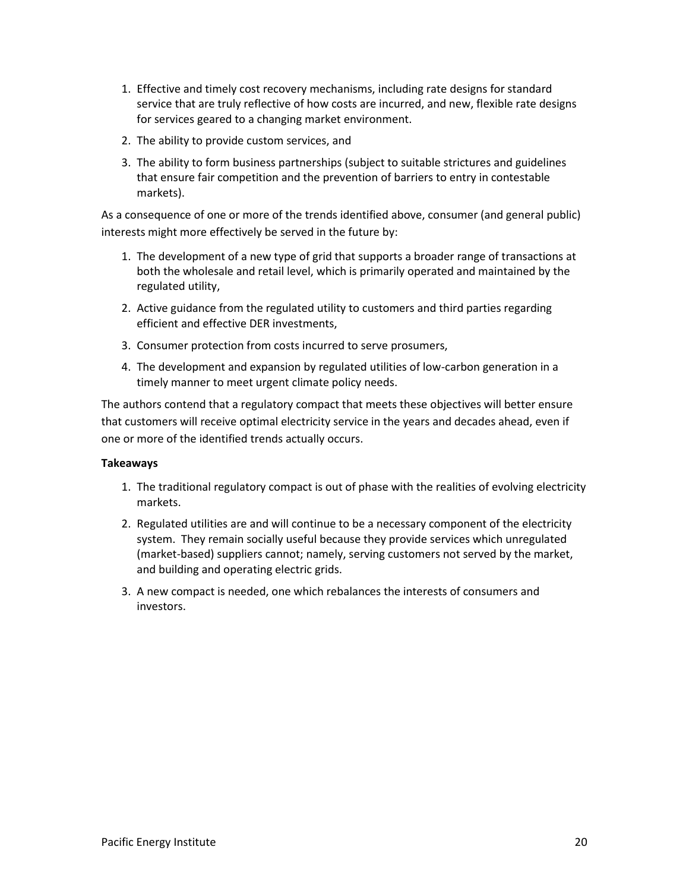1. Effective and timely cost recovery mechanisms, including rate designs for standard service that are truly reflective of how costs are incurred, and new, flexible rate designs for services geared to a changing market environment.
2. The ability to provide custom services, and
3. The ability to form business partnerships (subject to suitable strictures and guidelines that ensure fair competition and the prevention of barriers to entry in contestable markets).

As a consequence of one or more of the trends identified above, consumer (and general public) interests might more effectively be served in the future by:

1. The development of a new type of grid that supports a broader range of transactions at both the wholesale and retail level, which is primarily operated and maintained by the regulated utility,
2. Active guidance from the regulated utility to customers and third parties regarding efficient and effective DER investments,
3. Consumer protection from costs incurred to serve prosumers,
4. The development and expansion by regulated utilities of low-carbon generation in a timely manner to meet urgent climate policy needs.

The authors contend that a regulatory compact that meets these objectives will better ensure that customers will receive optimal electricity service in the years and decades ahead, even if one or more of the identified trends actually occurs.

**Takeaways**

1. The traditional regulatory compact is out of phase with the realities of evolving electricity markets.
2. Regulated utilities are and will continue to be a necessary component of the electricity system. They remain socially useful because they provide services which unregulated (market-based) suppliers cannot; namely, serving customers not served by the market, and building and operating electric grids.
3. A new compact is needed, one which rebalances the interests of consumers and investors.